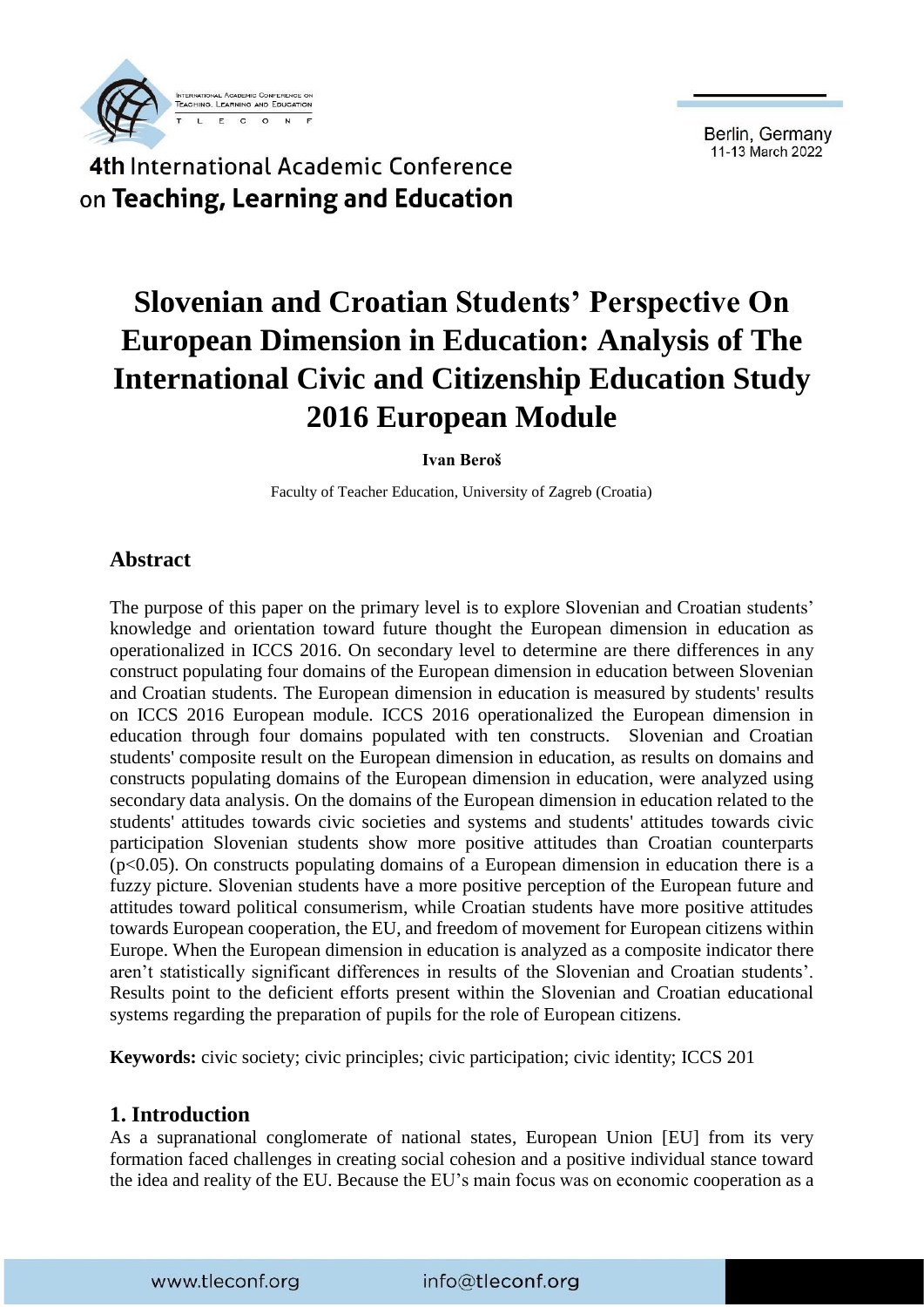# Slovenian and Croatian Students' Perspective On European Dimension in Education: Analysis of The International Civic and Citizenship Education Study 2016 European Module

**Ivan Beroš**

Faculty of Teacher Education, University of Zagreb (Croatia)

## Abstract

The purpose of this paper on the primary level is to explore Slovenian and Croatian students' knowledge and orientation toward future thought the European dimension in education as operationalized in ICCS 2016. On secondary level to determine are there differences in any construct populating four domains of the European dimension in education between Slovenian and Croatian students. The European dimension in education is measured by students' results on ICCS 2016 European module. ICCS 2016 operationalized the European dimension in education through four domains populated with ten constructs. Slovenian and Croatian students' composite result on the European dimension in education, as results on domains and constructs populating domains of the European dimension in education, were analyzed using secondary data analysis. On the domains of the European dimension in education related to the students' attitudes towards civic societies and systems and students' attitudes towards civic participation Slovenian students show more positive attitudes than Croatian counterparts ($p<0.05$). On constructs populating domains of a European dimension in education there is a fuzzy picture. Slovenian students have a more positive perception of the European future and attitudes toward political consumerism, while Croatian students have more positive attitudes towards European cooperation, the EU, and freedom of movement for European citizens within Europe. When the European dimension in education is analyzed as a composite indicator there aren't statistically significant differences in results of the Slovenian and Croatian students'. Results point to the deficient efforts present within the Slovenian and Croatian educational systems regarding the preparation of pupils for the role of European citizens.

**Keywords:** civic society; civic principles; civic participation; civic identity; ICCS 201

## 1. Introduction

As a supranational conglomerate of national states, European Union [EU] from its very formation faced challenges in creating social cohesion and a positive individual stance toward the idea and reality of the EU. Because the EU's main focus was on economic cooperation as a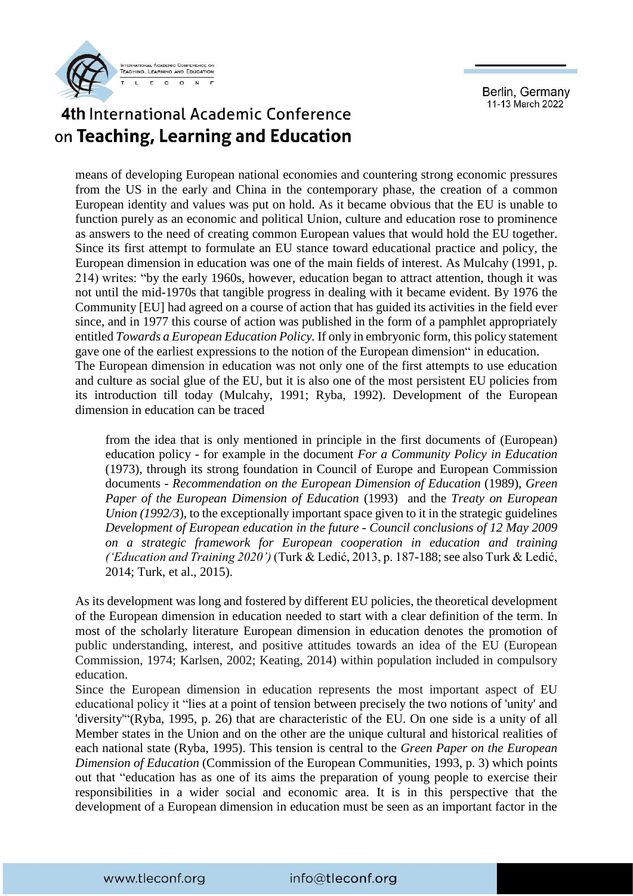means of developing European national economies and countering strong economic pressures from the US in the early and China in the contemporary phase, the creation of a common European identity and values was put on hold. As it became obvious that the EU is unable to function purely as an economic and political Union, culture and education rose to prominence as answers to the need of creating common European values that would hold the EU together. Since its first attempt to formulate an EU stance toward educational practice and policy, the European dimension in education was one of the main fields of interest. As Mulcahy (1991, p. 214) writes: "by the early 1960s, however, education began to attract attention, though it was not until the mid-1970s that tangible progress in dealing with it became evident. By 1976 the Community [EU] had agreed on a course of action that has guided its activities in the field ever since, and in 1977 this course of action was published in the form of a pamphlet appropriately entitled *Towards a European Education Policy.* If only in embryonic form, this policy statement gave one of the earliest expressions to the notion of the European dimension" in education.
The European dimension in education was not only one of the first attempts to use education and culture as social glue of the EU, but it is also one of the most persistent EU policies from its introduction till today (Mulcahy, 1991; Ryba, 1992). Development of the European dimension in education can be traced

> from the idea that is only mentioned in principle in the first documents of (European) education policy - for example in the document *For a Community Policy in Education* (1973), through its strong foundation in Council of Europe and European Commission documents - *Recommendation on the European Dimension of Education* (1989), *Green Paper of the European Dimension of Education* (1993) and the *Treaty on European Union (1992/3*), to the exceptionally important space given to it in the strategic guidelines *Development of European education in the future - Council conclusions of 12 May 2009 on a strategic framework for European cooperation in education and training ('Education and Training 2020')* (Turk & Ledić, 2013, p. 187-188; see also Turk & Ledić, 2014; Turk, et al., 2015).

As its development was long and fostered by different EU policies, the theoretical development of the European dimension in education needed to start with a clear definition of the term. In most of the scholarly literature European dimension in education denotes the promotion of public understanding, interest, and positive attitudes towards an idea of the EU (European Commission, 1974; Karlsen, 2002; Keating, 2014) within population included in compulsory education.
Since the European dimension in education represents the most important aspect of EU educational policy it "lies at a point of tension between precisely the two notions of 'unity' and 'diversity'"(Ryba, 1995, p. 26) that are characteristic of the EU. On one side is a unity of all Member states in the Union and on the other are the unique cultural and historical realities of each national state (Ryba, 1995). This tension is central to the *Green Paper on the European Dimension of Education* (Commission of the European Communities, 1993, p. 3) which points out that "education has as one of its aims the preparation of young people to exercise their responsibilities in a wider social and economic area. It is in this perspective that the development of a European dimension in education must be seen as an important factor in the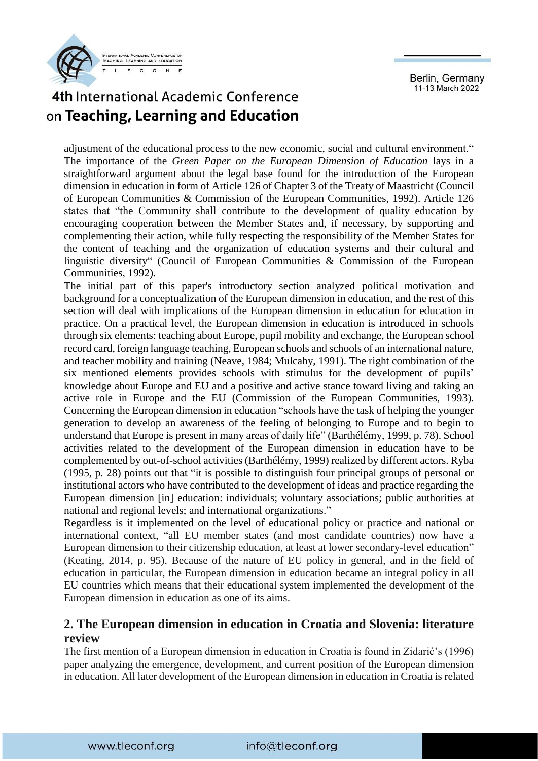adjustment of the educational process to the new economic, social and cultural environment.“ The importance of the *Green Paper on the European Dimension of Education* lays in a straightforward argument about the legal base found for the introduction of the European dimension in education in form of Article 126 of Chapter 3 of the Treaty of Maastricht (Council of European Communities & Commission of the European Communities, 1992). Article 126 states that “the Community shall contribute to the development of quality education by encouraging cooperation between the Member States and, if necessary, by supporting and complementing their action, while fully respecting the responsibility of the Member States for the content of teaching and the organization of education systems and their cultural and linguistic diversity“ (Council of European Communities & Commission of the European Communities, 1992).

The initial part of this paper's introductory section analyzed political motivation and background for a conceptualization of the European dimension in education, and the rest of this section will deal with implications of the European dimension in education for education in practice. On a practical level, the European dimension in education is introduced in schools through six elements: teaching about Europe, pupil mobility and exchange, the European school record card, foreign language teaching, European schools and schools of an international nature, and teacher mobility and training (Neave, 1984; Mulcahy, 1991). The right combination of the six mentioned elements provides schools with stimulus for the development of pupils' knowledge about Europe and EU and a positive and active stance toward living and taking an active role in Europe and the EU (Commission of the European Communities, 1993). Concerning the European dimension in education “schools have the task of helping the younger generation to develop an awareness of the feeling of belonging to Europe and to begin to understand that Europe is present in many areas of daily life” (Barthélémy, 1999, p. 78). School activities related to the development of the European dimension in education have to be complemented by out-of-school activities (Barthélémy, 1999) realized by different actors. Ryba (1995, p. 28) points out that “it is possible to distinguish four principal groups of personal or institutional actors who have contributed to the development of ideas and practice regarding the European dimension [in] education: individuals; voluntary associations; public authorities at national and regional levels; and international organizations.”

Regardless is it implemented on the level of educational policy or practice and national or international context, “all EU member states (and most candidate countries) now have a European dimension to their citizenship education, at least at lower secondary-level education” (Keating, 2014, p. 95). Because of the nature of EU policy in general, and in the field of education in particular, the European dimension in education became an integral policy in all EU countries which means that their educational system implemented the development of the European dimension in education as one of its aims.

## 2. The European dimension in education in Croatia and Slovenia: literature review

The first mention of a European dimension in education in Croatia is found in Zidarić's (1996) paper analyzing the emergence, development, and current position of the European dimension in education. All later development of the European dimension in education in Croatia is related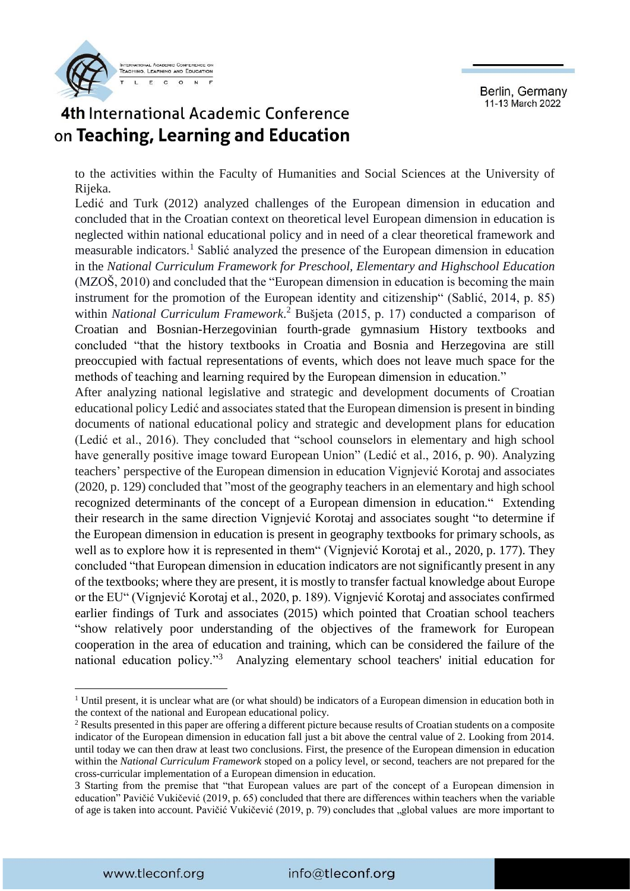to the activities within the Faculty of Humanities and Social Sciences at the University of Rijeka.

Ledić and Turk (2012) analyzed challenges of the European dimension in education and concluded that in the Croatian context on theoretical level European dimension in education is neglected within national educational policy and in need of a clear theoretical framework and measurable indicators.[1] Sablić analyzed the presence of the European dimension in education in the *National Curriculum Framework for Preschool, Elementary and Highschool Education* (MZOŠ, 2010) and concluded that the "European dimension in education is becoming the main instrument for the promotion of the European identity and citizenship" (Sablić, 2014, p. 85) within *National Curriculum Framework*.[2] Bušjeta (2015, p. 17) conducted a comparison of Croatian and Bosnian-Herzegovinian fourth-grade gymnasium History textbooks and concluded "that the history textbooks in Croatia and Bosnia and Herzegovina are still preoccupied with factual representations of events, which does not leave much space for the methods of teaching and learning required by the European dimension in education."

After analyzing national legislative and strategic and development documents of Croatian educational policy Ledić and associates stated that the European dimension is present in binding documents of national educational policy and strategic and development plans for education (Ledić et al., 2016). They concluded that "school counselors in elementary and high school have generally positive image toward European Union" (Ledić et al., 2016, p. 90). Analyzing teachers' perspective of the European dimension in education Vignjević Korotaj and associates (2020, p. 129) concluded that "most of the geography teachers in an elementary and high school recognized determinants of the concept of a European dimension in education." Extending their research in the same direction Vignjević Korotaj and associates sought "to determine if the European dimension in education is present in geography textbooks for primary schools, as well as to explore how it is represented in them" (Vignjević Korotaj et al., 2020, p. 177). They concluded "that European dimension in education indicators are not significantly present in any of the textbooks; where they are present, it is mostly to transfer factual knowledge about Europe or the EU" (Vignjević Korotaj et al., 2020, p. 189). Vignjević Korotaj and associates confirmed earlier findings of Turk and associates (2015) which pointed that Croatian school teachers "show relatively poor understanding of the objectives of the framework for European cooperation in the area of education and training, which can be considered the failure of the national education policy."[3] Analyzing elementary school teachers' initial education for

---

[1] Until present, it is unclear what are (or what should) be indicators of a European dimension in education both in the context of the national and European educational policy.

[2] Results presented in this paper are offering a different picture because results of Croatian students on a composite indicator of the European dimension in education fall just a bit above the central value of 2. Looking from 2014. until today we can then draw at least two conclusions. First, the presence of the European dimension in education within the *National Curriculum Framework* stoped on a policy level, or second, teachers are not prepared for the cross-curricular implementation of a European dimension in education.

[3] Starting from the premise that "that European values are part of the concept of a European dimension in education" Pavičić Vukičević (2019, p. 65) concluded that there are differences within teachers when the variable of age is taken into account. Pavičić Vukičević (2019, p. 79) concludes that „global values are more important to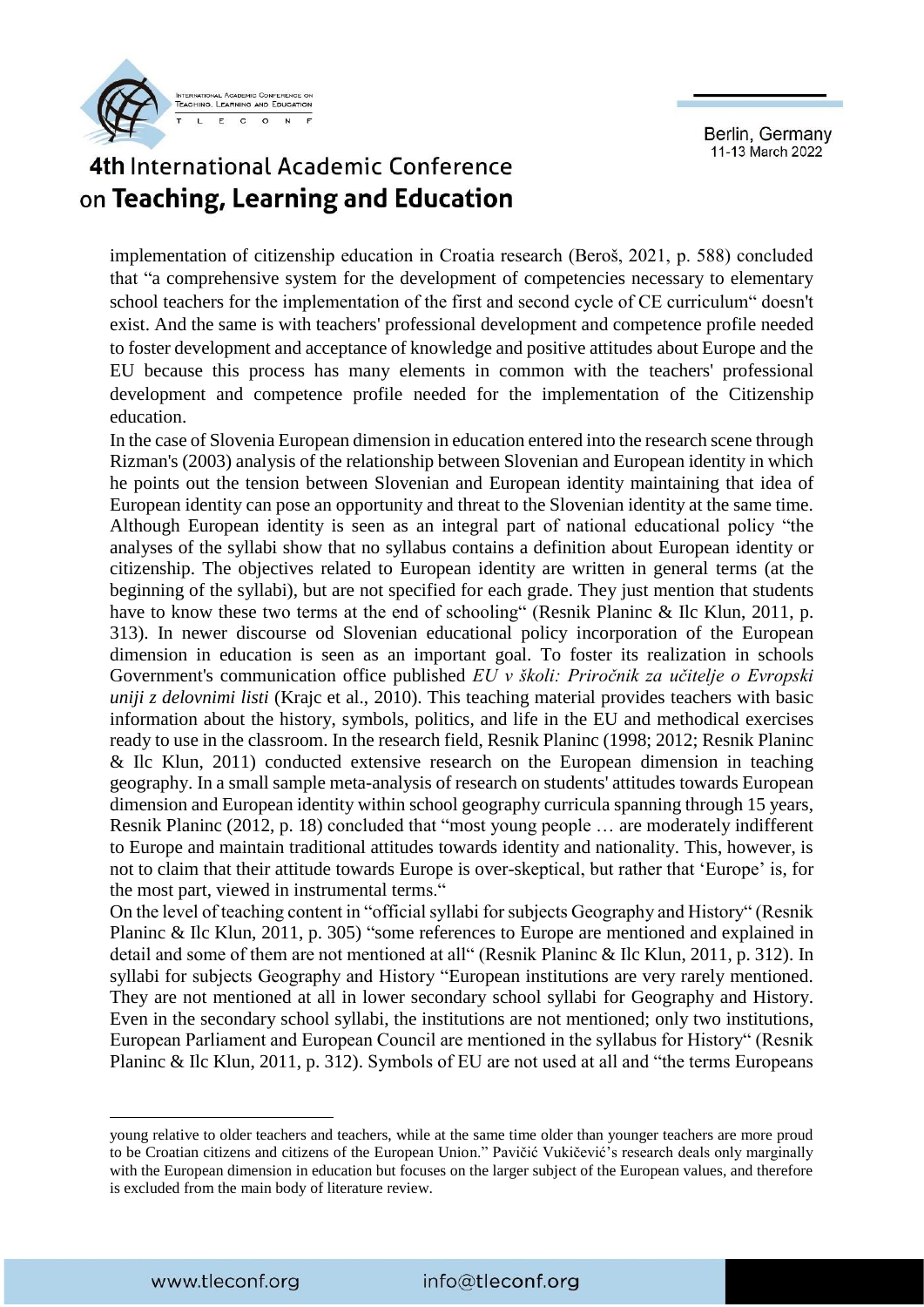implementation of citizenship education in Croatia research (Beroš, 2021, p. 588) concluded that "a comprehensive system for the development of competencies necessary to elementary school teachers for the implementation of the first and second cycle of CE curriculum" doesn't exist. And the same is with teachers' professional development and competence profile needed to foster development and acceptance of knowledge and positive attitudes about Europe and the EU because this process has many elements in common with the teachers' professional development and competence profile needed for the implementation of the Citizenship education.

In the case of Slovenia European dimension in education entered into the research scene through Rizman's (2003) analysis of the relationship between Slovenian and European identity in which he points out the tension between Slovenian and European identity maintaining that idea of European identity can pose an opportunity and threat to the Slovenian identity at the same time. Although European identity is seen as an integral part of national educational policy "the analyses of the syllabi show that no syllabus contains a definition about European identity or citizenship. The objectives related to European identity are written in general terms (at the beginning of the syllabi), but are not specified for each grade. They just mention that students have to know these two terms at the end of schooling" (Resnik Planinc & Ilc Klun, 2011, p. 313). In newer discourse od Slovenian educational policy incorporation of the European dimension in education is seen as an important goal. To foster its realization in schools Government's communication office published *EU v šoli: Priročnik za učitelje o Evropski uniji z delovnimi listi* (Krajc et al., 2010). This teaching material provides teachers with basic information about the history, symbols, politics, and life in the EU and methodical exercises ready to use in the classroom. In the research field, Resnik Planinc (1998; 2012; Resnik Planinc & Ilc Klun, 2011) conducted extensive research on the European dimension in teaching geography. In a small sample meta-analysis of research on students' attitudes towards European dimension and European identity within school geography curricula spanning through 15 years, Resnik Planinc (2012, p. 18) concluded that "most young people … are moderately indifferent to Europe and maintain traditional attitudes towards identity and nationality. This, however, is not to claim that their attitude towards Europe is over-skeptical, but rather that 'Europe' is, for the most part, viewed in instrumental terms."

On the level of teaching content in "official syllabi for subjects Geography and History" (Resnik Planinc & Ilc Klun, 2011, p. 305) "some references to Europe are mentioned and explained in detail and some of them are not mentioned at all" (Resnik Planinc & Ilc Klun, 2011, p. 312). In syllabi for subjects Geography and History "European institutions are very rarely mentioned. They are not mentioned at all in lower secondary school syllabi for Geography and History. Even in the secondary school syllabi, the institutions are not mentioned; only two institutions, European Parliament and European Council are mentioned in the syllabus for History" (Resnik Planinc & Ilc Klun, 2011, p. 312). Symbols of EU are not used at all and "the terms Europeans

---

young relative to older teachers and teachers, while at the same time older than younger teachers are more proud to be Croatian citizens and citizens of the European Union." Pavičić Vukičević's research deals only marginally with the European dimension in education but focuses on the larger subject of the European values, and therefore is excluded from the main body of literature review.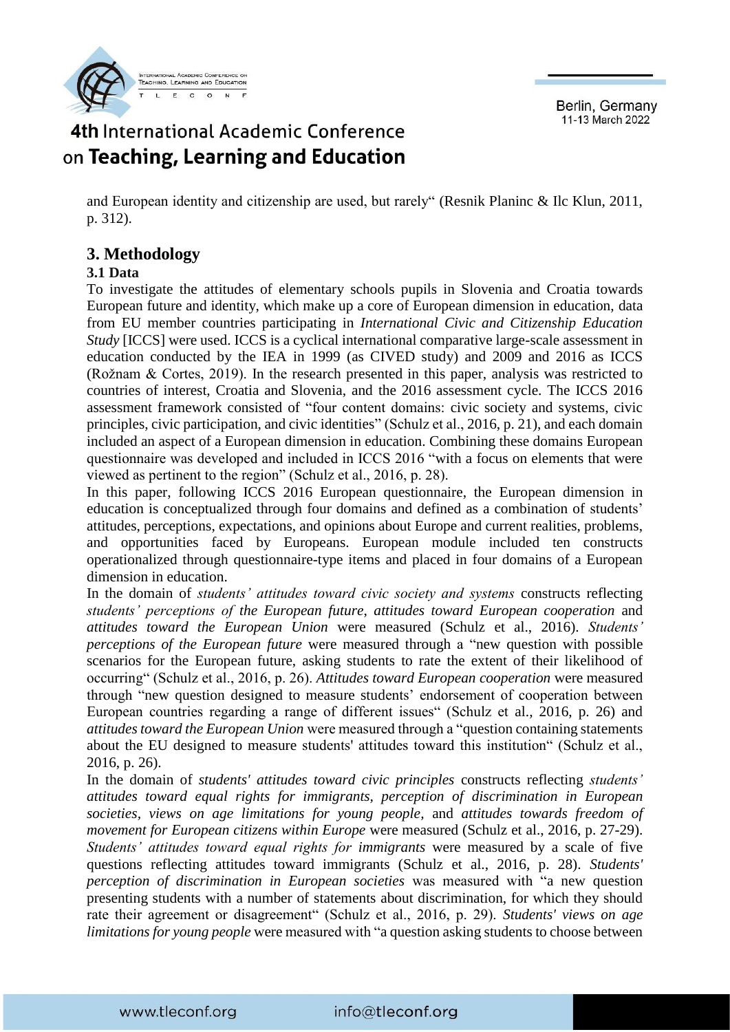and European identity and citizenship are used, but rarely" (Resnik Planinc & Ilc Klun, 2011, p. 312).

## 3. Methodology

### 3.1 Data

To investigate the attitudes of elementary schools pupils in Slovenia and Croatia towards European future and identity, which make up a core of European dimension in education, data from EU member countries participating in *International Civic and Citizenship Education Study* [ICCS] were used. ICCS is a cyclical international comparative large-scale assessment in education conducted by the IEA in 1999 (as CIVED study) and 2009 and 2016 as ICCS (Rožnam & Cortes, 2019). In the research presented in this paper, analysis was restricted to countries of interest, Croatia and Slovenia, and the 2016 assessment cycle. The ICCS 2016 assessment framework consisted of "four content domains: civic society and systems, civic principles, civic participation, and civic identities" (Schulz et al., 2016, p. 21), and each domain included an aspect of a European dimension in education. Combining these domains European questionnaire was developed and included in ICCS 2016 "with a focus on elements that were viewed as pertinent to the region" (Schulz et al., 2016, p. 28).

In this paper, following ICCS 2016 European questionnaire, the European dimension in education is conceptualized through four domains and defined as a combination of students' attitudes, perceptions, expectations, and opinions about Europe and current realities, problems, and opportunities faced by Europeans. European module included ten constructs operationalized through questionnaire-type items and placed in four domains of a European dimension in education.

In the domain of *students' attitudes toward civic society and systems* constructs reflecting *students' perceptions of the European future*, *attitudes toward European cooperation* and *attitudes toward the European Union* were measured (Schulz et al., 2016). *Students' perceptions of the European future* were measured through a "new question with possible scenarios for the European future, asking students to rate the extent of their likelihood of occurring" (Schulz et al., 2016, p. 26). *Attitudes toward European cooperation* were measured through "new question designed to measure students' endorsement of cooperation between European countries regarding a range of different issues" (Schulz et al., 2016, p. 26) and *attitudes toward the European Union* were measured through a "question containing statements about the EU designed to measure students' attitudes toward this institution" (Schulz et al., 2016, p. 26).

In the domain of *students' attitudes toward civic principles* constructs reflecting *students' attitudes toward equal rights for immigrants*, *perception of discrimination in European societies*, *views on age limitations for young people*, and *attitudes towards freedom of movement for European citizens within Europe* were measured (Schulz et al., 2016, p. 27-29). *Students' attitudes toward equal rights for immigrants* were measured by a scale of five questions reflecting attitudes toward immigrants (Schulz et al., 2016, p. 28). *Students' perception of discrimination in European societies* was measured with "a new question presenting students with a number of statements about discrimination, for which they should rate their agreement or disagreement" (Schulz et al., 2016, p. 29). *Students' views on age limitations for young people* were measured with "a question asking students to choose between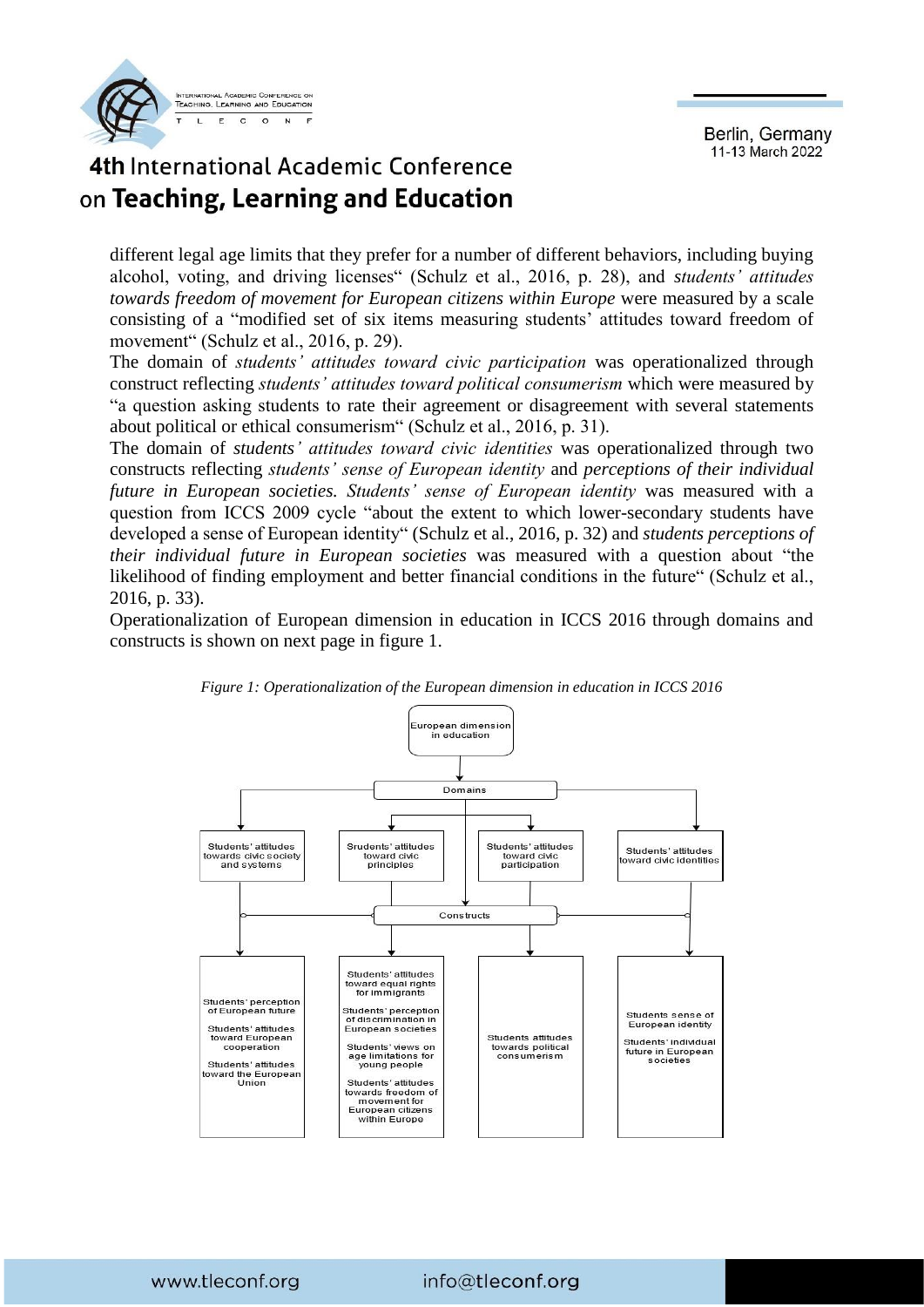different legal age limits that they prefer for a number of different behaviors, including buying alcohol, voting, and driving licenses" (Schulz et al., 2016, p. 28), and *students' attitudes towards freedom of movement for European citizens within Europe* were measured by a scale consisting of a "modified set of six items measuring students' attitudes toward freedom of movement" (Schulz et al., 2016, p. 29).

The domain of *students' attitudes toward civic participation* was operationalized through construct reflecting *students' attitudes toward political consumerism* which were measured by "a question asking students to rate their agreement or disagreement with several statements about political or ethical consumerism" (Schulz et al., 2016, p. 31).

The domain of *students' attitudes toward civic identities* was operationalized through two constructs reflecting *students' sense of European identity* and *perceptions of their individual future in European societies. Students' sense of European identity* was measured with a question from ICCS 2009 cycle "about the extent to which lower-secondary students have developed a sense of European identity" (Schulz et al., 2016, p. 32) and *students perceptions of their individual future in European societies* was measured with a question about "the likelihood of finding employment and better financial conditions in the future" (Schulz et al., 2016, p. 33).

Operationalization of European dimension in education in ICCS 2016 through domains and constructs is shown on next page in figure 1.

*Figure 1: Operationalization of the European dimension in education in ICCS 2016*

- European dimension in education
  - Domains
    - Students' attitudes towards civic society and systems
    - Students' attitudes toward civic principles
    - Students' attitudes toward civic participation
    - Students' attitudes toward civic identities
  - Constructs
    - Students' perception of European future; Students' attitudes toward European cooperation; Students' attitudes toward the European Union
    - Students' attitudes toward equal rights for immigrants; Students' perception of discrimination in European societies; Students' views on age limitations for young people; Students' attitudes towards freedom of movement for European citizens within Europe
    - Students attitudes towards political consumerism
    - Students sense of European identity; Students' individual future in European societies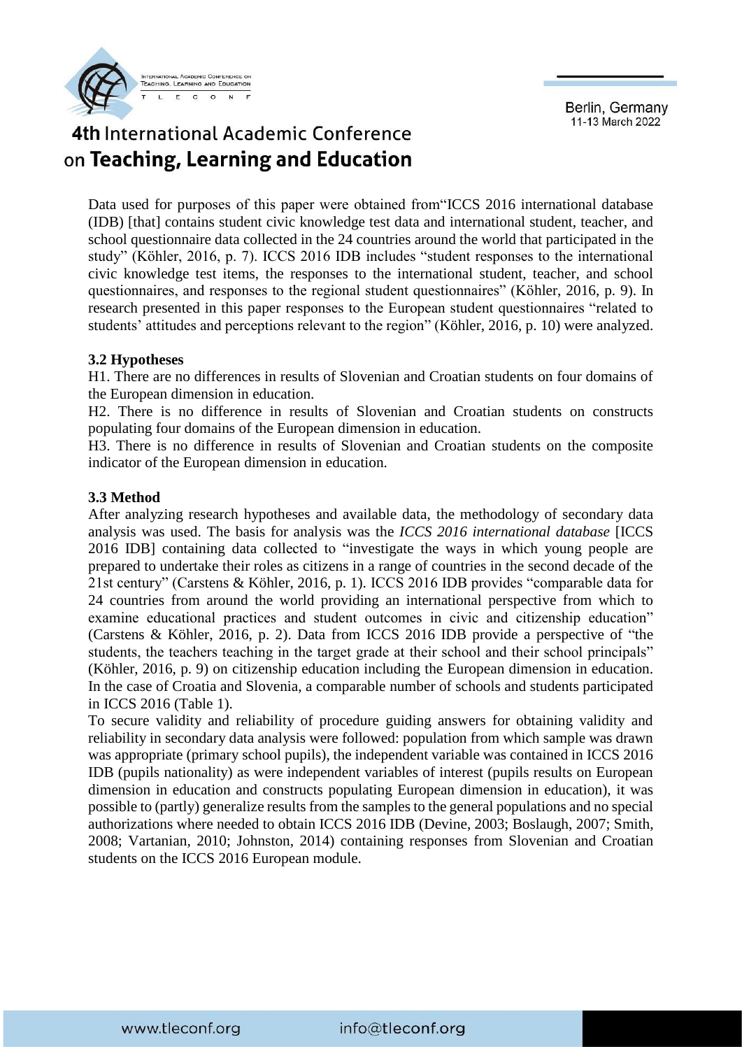Data used for purposes of this paper were obtained from“ICCS 2016 international database (IDB) [that] contains student civic knowledge test data and international student, teacher, and school questionnaire data collected in the 24 countries around the world that participated in the study” (Köhler, 2016, p. 7). ICCS 2016 IDB includes “student responses to the international civic knowledge test items, the responses to the international student, teacher, and school questionnaires, and responses to the regional student questionnaires” (Köhler, 2016, p. 9). In research presented in this paper responses to the European student questionnaires “related to students’ attitudes and perceptions relevant to the region” (Köhler, 2016, p. 10) were analyzed.

### 3.2 Hypotheses

H1. There are no differences in results of Slovenian and Croatian students on four domains of the European dimension in education.
H2. There is no difference in results of Slovenian and Croatian students on constructs populating four domains of the European dimension in education.
H3. There is no difference in results of Slovenian and Croatian students on the composite indicator of the European dimension in education.

### 3.3 Method

After analyzing research hypotheses and available data, the methodology of secondary data analysis was used. The basis for analysis was the *ICCS 2016 international database* [ICCS 2016 IDB] containing data collected to “investigate the ways in which young people are prepared to undertake their roles as citizens in a range of countries in the second decade of the 21st century” (Carstens & Köhler, 2016, p. 1). ICCS 2016 IDB provides “comparable data for 24 countries from around the world providing an international perspective from which to examine educational practices and student outcomes in civic and citizenship education” (Carstens & Köhler, 2016, p. 2). Data from ICCS 2016 IDB provide a perspective of “the students, the teachers teaching in the target grade at their school and their school principals” (Köhler, 2016, p. 9) on citizenship education including the European dimension in education. In the case of Croatia and Slovenia, a comparable number of schools and students participated in ICCS 2016 (Table 1).
To secure validity and reliability of procedure guiding answers for obtaining validity and reliability in secondary data analysis were followed: population from which sample was drawn was appropriate (primary school pupils), the independent variable was contained in ICCS 2016 IDB (pupils nationality) as were independent variables of interest (pupils results on European dimension in education and constructs populating European dimension in education), it was possible to (partly) generalize results from the samples to the general populations and no special authorizations where needed to obtain ICCS 2016 IDB (Devine, 2003; Boslaugh, 2007; Smith, 2008; Vartanian, 2010; Johnston, 2014) containing responses from Slovenian and Croatian students on the ICCS 2016 European module.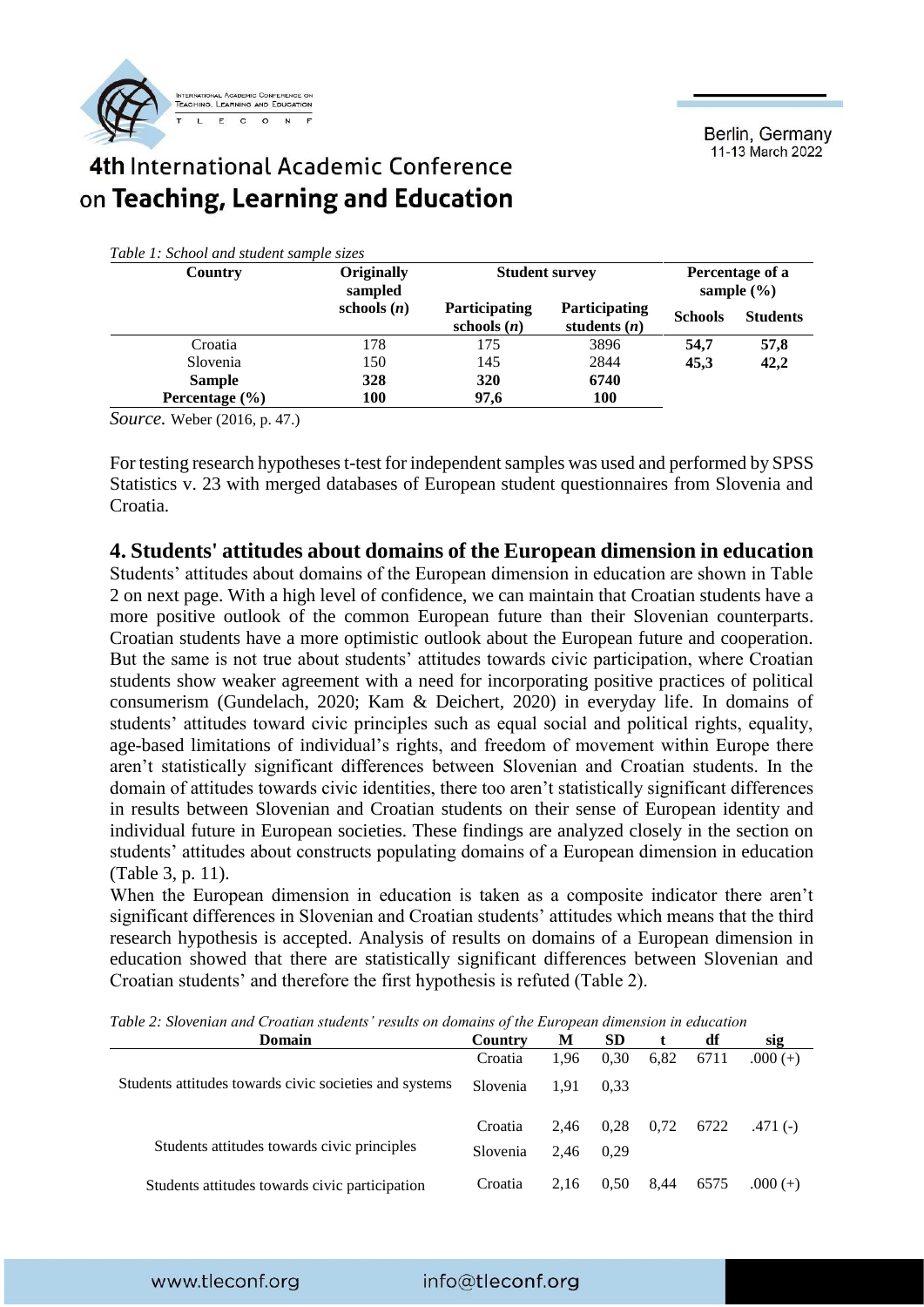*Table 1: School and student sample sizes*

| Country | Originally sampled schools (*n*) | Student survey | | Percentage of a sample (%) | |
|---|---|---|---|---|---|
| | | Participating schools (*n*) | Participating students (*n*) | Schools | Students |
| Croatia | 178 | 175 | 3896 | **54,7** | **57,8** |
| Slovenia | 150 | 145 | 2844 | **45,3** | **42,2** |
| **Sample** | **328** | **320** | **6740** | | |
| **Percentage (%)** | **100** | **97,6** | **100** | | |

*Source.* Weber (2016, p. 47.)

For testing research hypotheses t-test for independent samples was used and performed by SPSS Statistics v. 23 with merged databases of European student questionnaires from Slovenia and Croatia.

## 4. Students' attitudes about domains of the European dimension in education

Students' attitudes about domains of the European dimension in education are shown in Table 2 on next page. With a high level of confidence, we can maintain that Croatian students have a more positive outlook of the common European future than their Slovenian counterparts. Croatian students have a more optimistic outlook about the European future and cooperation. But the same is not true about students' attitudes towards civic participation, where Croatian students show weaker agreement with a need for incorporating positive practices of political consumerism (Gundelach, 2020; Kam & Deichert, 2020) in everyday life. In domains of students' attitudes toward civic principles such as equal social and political rights, equality, age-based limitations of individual's rights, and freedom of movement within Europe there aren't statistically significant differences between Slovenian and Croatian students. In the domain of attitudes towards civic identities, there too aren't statistically significant differences in results between Slovenian and Croatian students on their sense of European identity and individual future in European societies. These findings are analyzed closely in the section on students' attitudes about constructs populating domains of a European dimension in education (Table 3, p. 11).

When the European dimension in education is taken as a composite indicator there aren't significant differences in Slovenian and Croatian students' attitudes which means that the third research hypothesis is accepted. Analysis of results on domains of a European dimension in education showed that there are statistically significant differences between Slovenian and Croatian students' and therefore the first hypothesis is refuted (Table 2).

*Table 2: Slovenian and Croatian students' results on domains of the European dimension in education*

| Domain | Country | M | SD | t | df | sig |
|---|---|---|---|---|---|---|
| Students attitudes towards civic societies and systems | Croatia | 1,96 | 0,30 | 6,82 | 6711 | .000 (+) |
| | Slovenia | 1,91 | 0,33 | | | |
| Students attitudes towards civic principles | Croatia | 2,46 | 0,28 | 0,72 | 6722 | .471 (-) |
| | Slovenia | 2,46 | 0,29 | | | |
| Students attitudes towards civic participation | Croatia | 2,16 | 0,50 | 8,44 | 6575 | .000 (+) |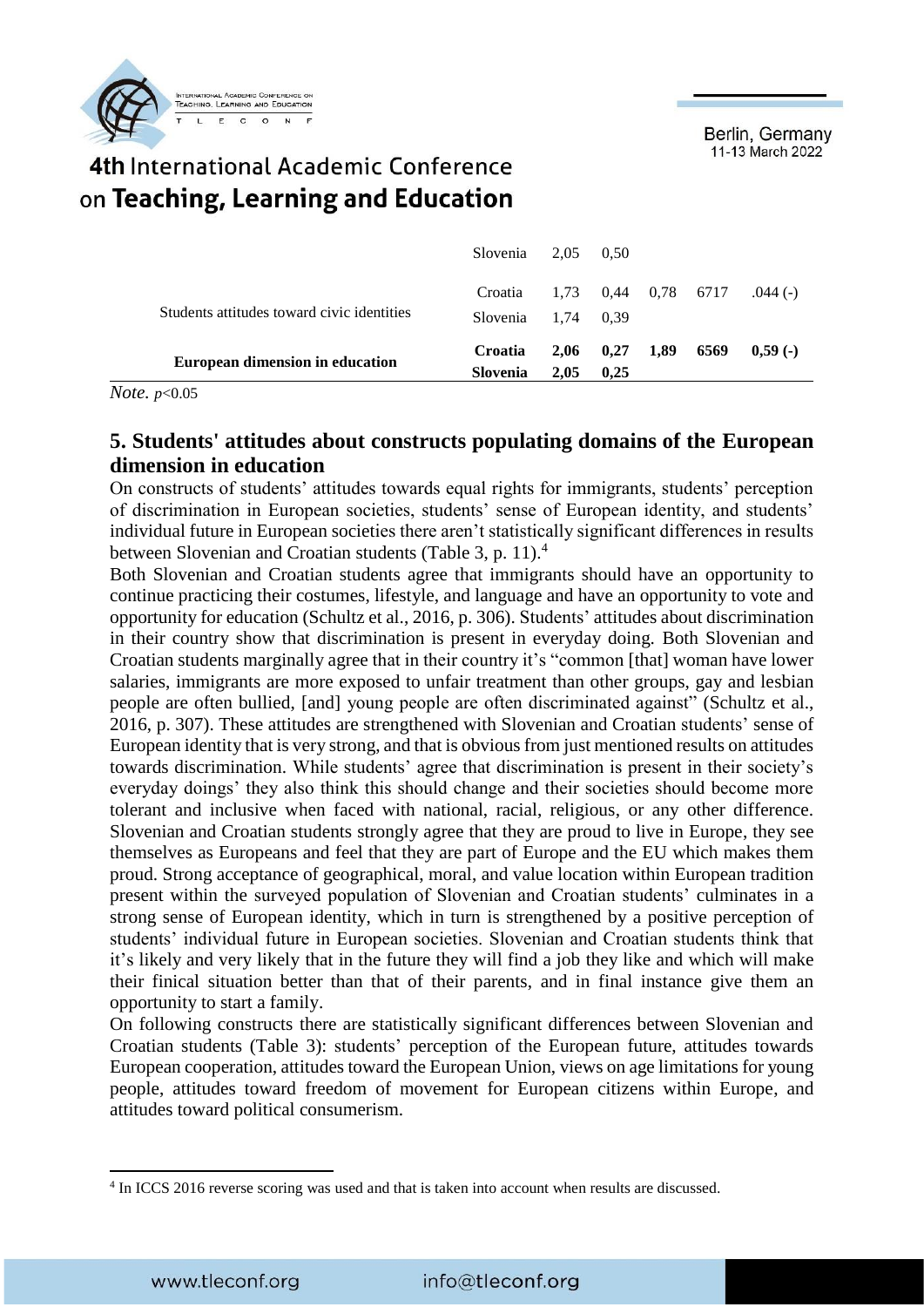|  |  |  |  |  |  |  |
|---|---|---|---|---|---|---|
|  | Slovenia | 2,05 | 0,50 |  |  |  |
| Students attitudes toward civic identities | Croatia | 1,73 | 0,44 | 0,78 | 6717 | .044 (-) |
|  | Slovenia | 1,74 | 0,39 |  |  |  |
| **European dimension in education** | **Croatia** | **2,06** | **0,27** | **1,89** | **6569** | **0,59 (-)** |
|  | **Slovenia** | **2,05** | **0,25** |  |  |  |

*Note.* $p<0.05$

## 5. Students' attitudes about constructs populating domains of the European dimension in education

On constructs of students' attitudes towards equal rights for immigrants, students' perception of discrimination in European societies, students' sense of European identity, and students' individual future in European societies there aren't statistically significant differences in results between Slovenian and Croatian students (Table 3, p. 11).[4]

Both Slovenian and Croatian students agree that immigrants should have an opportunity to continue practicing their costumes, lifestyle, and language and have an opportunity to vote and opportunity for education (Schultz et al., 2016, p. 306). Students' attitudes about discrimination in their country show that discrimination is present in everyday doing. Both Slovenian and Croatian students marginally agree that in their country it's "common [that] woman have lower salaries, immigrants are more exposed to unfair treatment than other groups, gay and lesbian people are often bullied, [and] young people are often discriminated against" (Schultz et al., 2016, p. 307). These attitudes are strengthened with Slovenian and Croatian students' sense of European identity that is very strong, and that is obvious from just mentioned results on attitudes towards discrimination. While students' agree that discrimination is present in their society's everyday doings' they also think this should change and their societies should become more tolerant and inclusive when faced with national, racial, religious, or any other difference. Slovenian and Croatian students strongly agree that they are proud to live in Europe, they see themselves as Europeans and feel that they are part of Europe and the EU which makes them proud. Strong acceptance of geographical, moral, and value location within European tradition present within the surveyed population of Slovenian and Croatian students' culminates in a strong sense of European identity, which in turn is strengthened by a positive perception of students' individual future in European societies. Slovenian and Croatian students think that it's likely and very likely that in the future they will find a job they like and which will make their finical situation better than that of their parents, and in final instance give them an opportunity to start a family.

On following constructs there are statistically significant differences between Slovenian and Croatian students (Table 3): students' perception of the European future, attitudes towards European cooperation, attitudes toward the European Union, views on age limitations for young people, attitudes toward freedom of movement for European citizens within Europe, and attitudes toward political consumerism.

[4] In ICCS 2016 reverse scoring was used and that is taken into account when results are discussed.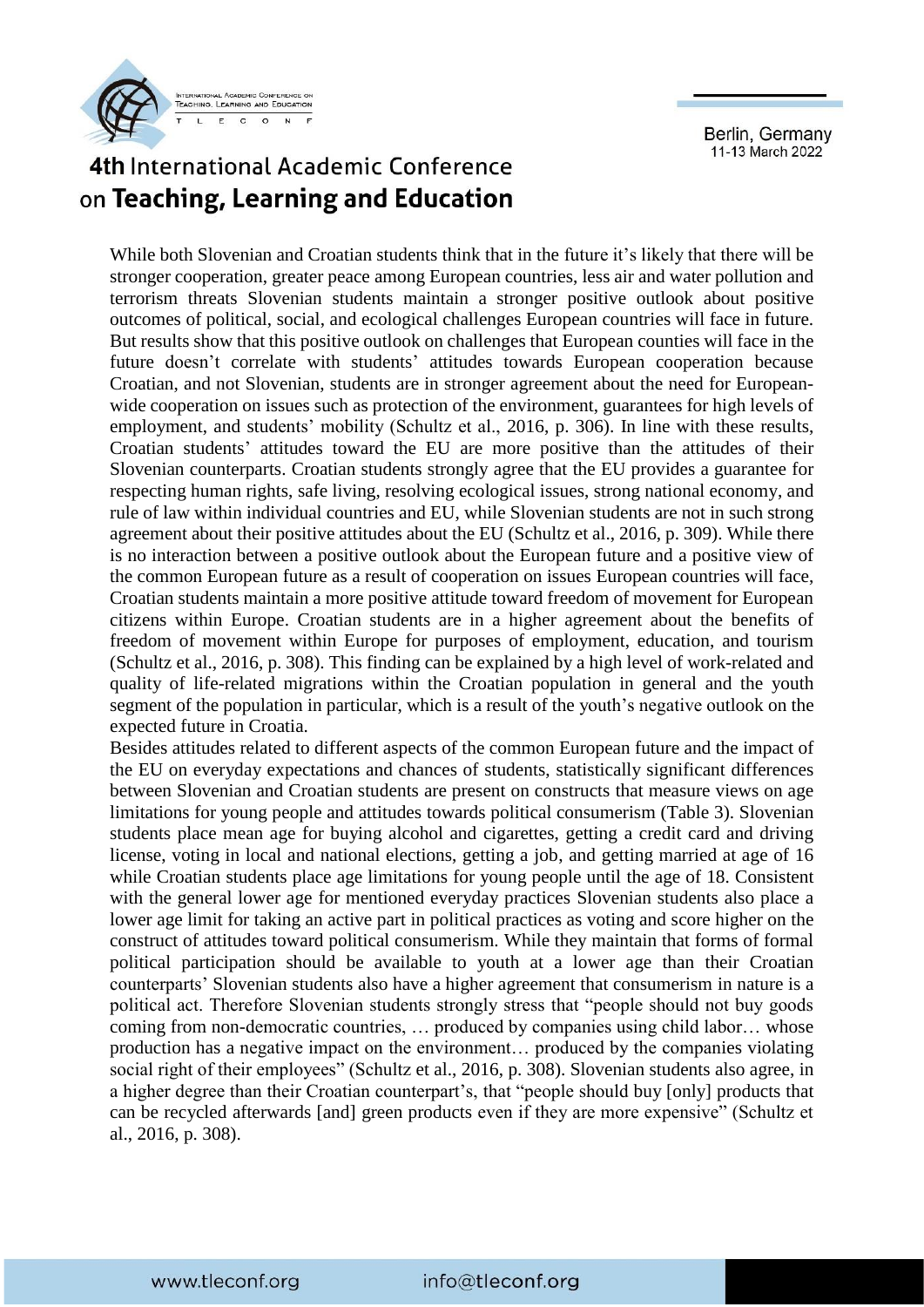While both Slovenian and Croatian students think that in the future it's likely that there will be stronger cooperation, greater peace among European countries, less air and water pollution and terrorism threats Slovenian students maintain a stronger positive outlook about positive outcomes of political, social, and ecological challenges European countries will face in future. But results show that this positive outlook on challenges that European counties will face in the future doesn't correlate with students' attitudes towards European cooperation because Croatian, and not Slovenian, students are in stronger agreement about the need for European-wide cooperation on issues such as protection of the environment, guarantees for high levels of employment, and students' mobility (Schultz et al., 2016, p. 306). In line with these results, Croatian students' attitudes toward the EU are more positive than the attitudes of their Slovenian counterparts. Croatian students strongly agree that the EU provides a guarantee for respecting human rights, safe living, resolving ecological issues, strong national economy, and rule of law within individual countries and EU, while Slovenian students are not in such strong agreement about their positive attitudes about the EU (Schultz et al., 2016, p. 309). While there is no interaction between a positive outlook about the European future and a positive view of the common European future as a result of cooperation on issues European countries will face, Croatian students maintain a more positive attitude toward freedom of movement for European citizens within Europe. Croatian students are in a higher agreement about the benefits of freedom of movement within Europe for purposes of employment, education, and tourism (Schultz et al., 2016, p. 308). This finding can be explained by a high level of work-related and quality of life-related migrations within the Croatian population in general and the youth segment of the population in particular, which is a result of the youth's negative outlook on the expected future in Croatia.

Besides attitudes related to different aspects of the common European future and the impact of the EU on everyday expectations and chances of students, statistically significant differences between Slovenian and Croatian students are present on constructs that measure views on age limitations for young people and attitudes towards political consumerism (Table 3). Slovenian students place mean age for buying alcohol and cigarettes, getting a credit card and driving license, voting in local and national elections, getting a job, and getting married at age of 16 while Croatian students place age limitations for young people until the age of 18. Consistent with the general lower age for mentioned everyday practices Slovenian students also place a lower age limit for taking an active part in political practices as voting and score higher on the construct of attitudes toward political consumerism. While they maintain that forms of formal political participation should be available to youth at a lower age than their Croatian counterparts' Slovenian students also have a higher agreement that consumerism in nature is a political act. Therefore Slovenian students strongly stress that "people should not buy goods coming from non-democratic countries, … produced by companies using child labor… whose production has a negative impact on the environment… produced by the companies violating social right of their employees" (Schultz et al., 2016, p. 308). Slovenian students also agree, in a higher degree than their Croatian counterpart's, that "people should buy [only] products that can be recycled afterwards [and] green products even if they are more expensive" (Schultz et al., 2016, p. 308).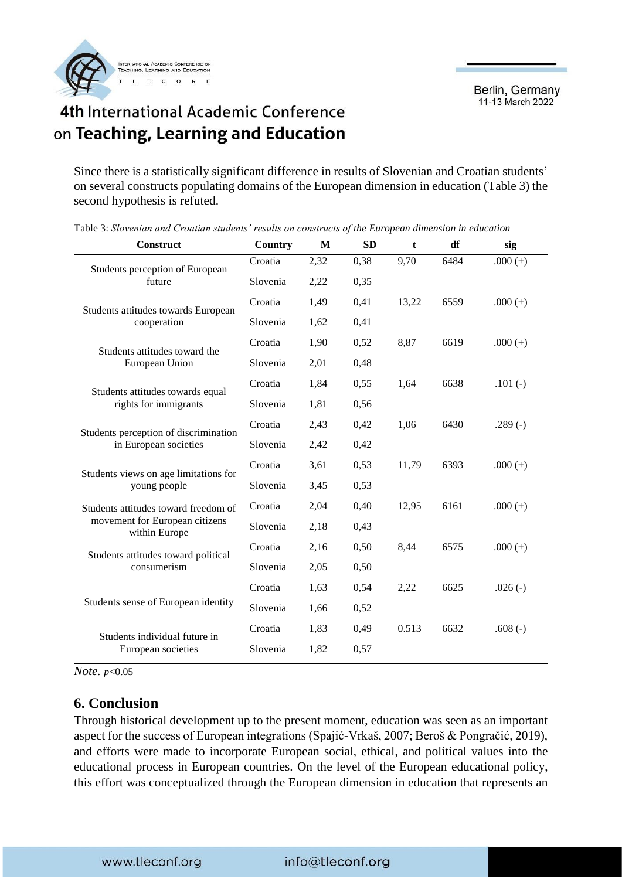Since there is a statistically significant difference in results of Slovenian and Croatian students' on several constructs populating domains of the European dimension in education (Table 3) the second hypothesis is refuted.

Table 3: *Slovenian and Croatian students' results on constructs of the European dimension in education*

| Construct | Country | M | SD | t | df | sig |
|---|---|---|---|---|---|---|
| Students perception of European future | Croatia | 2,32 | 0,38 | 9,70 | 6484 | .000 (+) |
| | Slovenia | 2,22 | 0,35 | | | |
| Students attitudes towards European cooperation | Croatia | 1,49 | 0,41 | 13,22 | 6559 | .000 (+) |
| | Slovenia | 1,62 | 0,41 | | | |
| Students attitudes toward the European Union | Croatia | 1,90 | 0,52 | 8,87 | 6619 | .000 (+) |
| | Slovenia | 2,01 | 0,48 | | | |
| Students attitudes towards equal rights for immigrants | Croatia | 1,84 | 0,55 | 1,64 | 6638 | .101 (-) |
| | Slovenia | 1,81 | 0,56 | | | |
| Students perception of discrimination in European societies | Croatia | 2,43 | 0,42 | 1,06 | 6430 | .289 (-) |
| | Slovenia | 2,42 | 0,42 | | | |
| Students views on age limitations for young people | Croatia | 3,61 | 0,53 | 11,79 | 6393 | .000 (+) |
| | Slovenia | 3,45 | 0,53 | | | |
| Students attitudes toward freedom of movement for European citizens within Europe | Croatia | 2,04 | 0,40 | 12,95 | 6161 | .000 (+) |
| | Slovenia | 2,18 | 0,43 | | | |
| Students attitudes toward political consumerism | Croatia | 2,16 | 0,50 | 8,44 | 6575 | .000 (+) |
| | Slovenia | 2,05 | 0,50 | | | |
| Students sense of European identity | Croatia | 1,63 | 0,54 | 2,22 | 6625 | .026 (-) |
| | Slovenia | 1,66 | 0,52 | | | |
| Students individual future in European societies | Croatia | 1,83 | 0,49 | 0.513 | 6632 | .608 (-) |
| | Slovenia | 1,82 | 0,57 | | | |

*Note.* $p<0.05$

## 6. Conclusion

Through historical development up to the present moment, education was seen as an important aspect for the success of European integrations (Spajić-Vrkaš, 2007; Beroš & Pongračić, 2019), and efforts were made to incorporate European social, ethical, and political values into the educational process in European countries. On the level of the European educational policy, this effort was conceptualized through the European dimension in education that represents an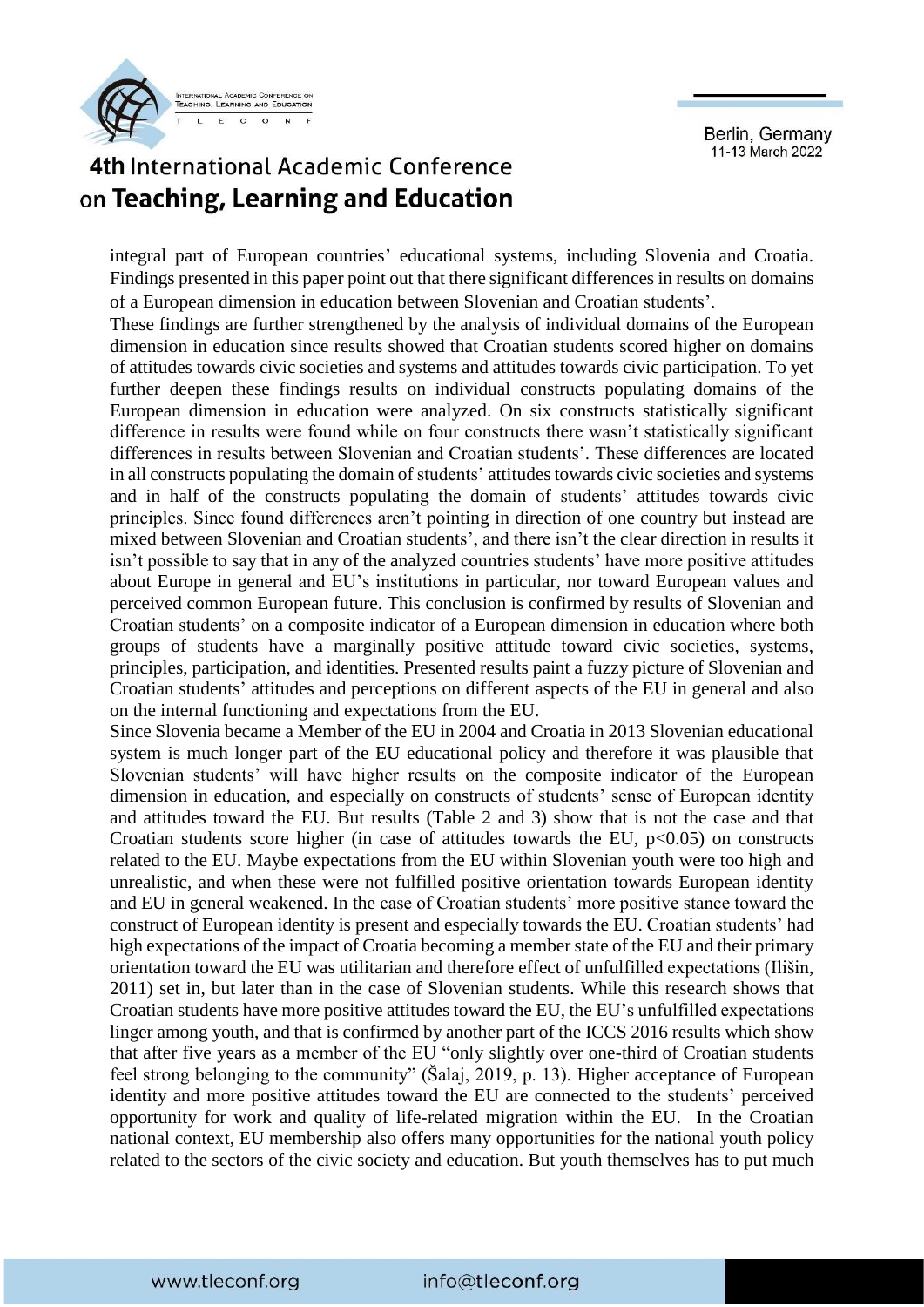integral part of European countries' educational systems, including Slovenia and Croatia. Findings presented in this paper point out that there significant differences in results on domains of a European dimension in education between Slovenian and Croatian students'.

These findings are further strengthened by the analysis of individual domains of the European dimension in education since results showed that Croatian students scored higher on domains of attitudes towards civic societies and systems and attitudes towards civic participation. To yet further deepen these findings results on individual constructs populating domains of the European dimension in education were analyzed. On six constructs statistically significant difference in results were found while on four constructs there wasn't statistically significant differences in results between Slovenian and Croatian students'. These differences are located in all constructs populating the domain of students' attitudes towards civic societies and systems and in half of the constructs populating the domain of students' attitudes towards civic principles. Since found differences aren't pointing in direction of one country but instead are mixed between Slovenian and Croatian students', and there isn't the clear direction in results it isn't possible to say that in any of the analyzed countries students' have more positive attitudes about Europe in general and EU's institutions in particular, nor toward European values and perceived common European future. This conclusion is confirmed by results of Slovenian and Croatian students' on a composite indicator of a European dimension in education where both groups of students have a marginally positive attitude toward civic societies, systems, principles, participation, and identities. Presented results paint a fuzzy picture of Slovenian and Croatian students' attitudes and perceptions on different aspects of the EU in general and also on the internal functioning and expectations from the EU.

Since Slovenia became a Member of the EU in 2004 and Croatia in 2013 Slovenian educational system is much longer part of the EU educational policy and therefore it was plausible that Slovenian students' will have higher results on the composite indicator of the European dimension in education, and especially on constructs of students' sense of European identity and attitudes toward the EU. But results (Table 2 and 3) show that is not the case and that Croatian students score higher (in case of attitudes towards the EU, $p<0.05$) on constructs related to the EU. Maybe expectations from the EU within Slovenian youth were too high and unrealistic, and when these were not fulfilled positive orientation towards European identity and EU in general weakened. In the case of Croatian students' more positive stance toward the construct of European identity is present and especially towards the EU. Croatian students' had high expectations of the impact of Croatia becoming a member state of the EU and their primary orientation toward the EU was utilitarian and therefore effect of unfulfilled expectations (Ilišin, 2011) set in, but later than in the case of Slovenian students. While this research shows that Croatian students have more positive attitudes toward the EU, the EU's unfulfilled expectations linger among youth, and that is confirmed by another part of the ICCS 2016 results which show that after five years as a member of the EU "only slightly over one-third of Croatian students feel strong belonging to the community" (Šalaj, 2019, p. 13). Higher acceptance of European identity and more positive attitudes toward the EU are connected to the students' perceived opportunity for work and quality of life-related migration within the EU. In the Croatian national context, EU membership also offers many opportunities for the national youth policy related to the sectors of the civic society and education. But youth themselves has to put much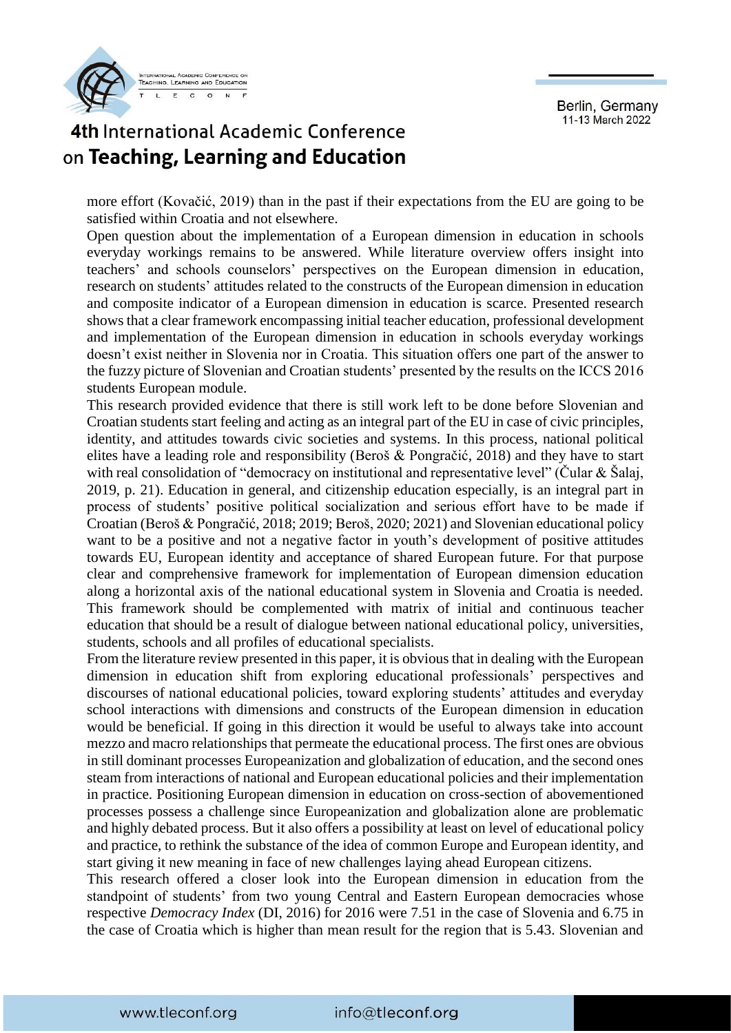more effort (Kovačić, 2019) than in the past if their expectations from the EU are going to be satisfied within Croatia and not elsewhere.

Open question about the implementation of a European dimension in education in schools everyday workings remains to be answered. While literature overview offers insight into teachers' and schools counselors' perspectives on the European dimension in education, research on students' attitudes related to the constructs of the European dimension in education and composite indicator of a European dimension in education is scarce. Presented research shows that a clear framework encompassing initial teacher education, professional development and implementation of the European dimension in education in schools everyday workings doesn't exist neither in Slovenia nor in Croatia. This situation offers one part of the answer to the fuzzy picture of Slovenian and Croatian students' presented by the results on the ICCS 2016 students European module.

This research provided evidence that there is still work left to be done before Slovenian and Croatian students start feeling and acting as an integral part of the EU in case of civic principles, identity, and attitudes towards civic societies and systems. In this process, national political elites have a leading role and responsibility (Beroš & Pongračić, 2018) and they have to start with real consolidation of "democracy on institutional and representative level" (Čular & Šalaj, 2019, p. 21). Education in general, and citizenship education especially, is an integral part in process of students' positive political socialization and serious effort have to be made if Croatian (Beroš & Pongračić, 2018; 2019; Beroš, 2020; 2021) and Slovenian educational policy want to be a positive and not a negative factor in youth's development of positive attitudes towards EU, European identity and acceptance of shared European future. For that purpose clear and comprehensive framework for implementation of European dimension education along a horizontal axis of the national educational system in Slovenia and Croatia is needed. This framework should be complemented with matrix of initial and continuous teacher education that should be a result of dialogue between national educational policy, universities, students, schools and all profiles of educational specialists.

From the literature review presented in this paper, it is obvious that in dealing with the European dimension in education shift from exploring educational professionals' perspectives and discourses of national educational policies, toward exploring students' attitudes and everyday school interactions with dimensions and constructs of the European dimension in education would be beneficial. If going in this direction it would be useful to always take into account mezzo and macro relationships that permeate the educational process. The first ones are obvious in still dominant processes Europeanization and globalization of education, and the second ones steam from interactions of national and European educational policies and their implementation in practice. Positioning European dimension in education on cross-section of abovementioned processes possess a challenge since Europeanization and globalization alone are problematic and highly debated process. But it also offers a possibility at least on level of educational policy and practice, to rethink the substance of the idea of common Europe and European identity, and start giving it new meaning in face of new challenges laying ahead European citizens.

This research offered a closer look into the European dimension in education from the standpoint of students' from two young Central and Eastern European democracies whose respective *Democracy Index* (DI, 2016) for 2016 were 7.51 in the case of Slovenia and 6.75 in the case of Croatia which is higher than mean result for the region that is 5.43. Slovenian and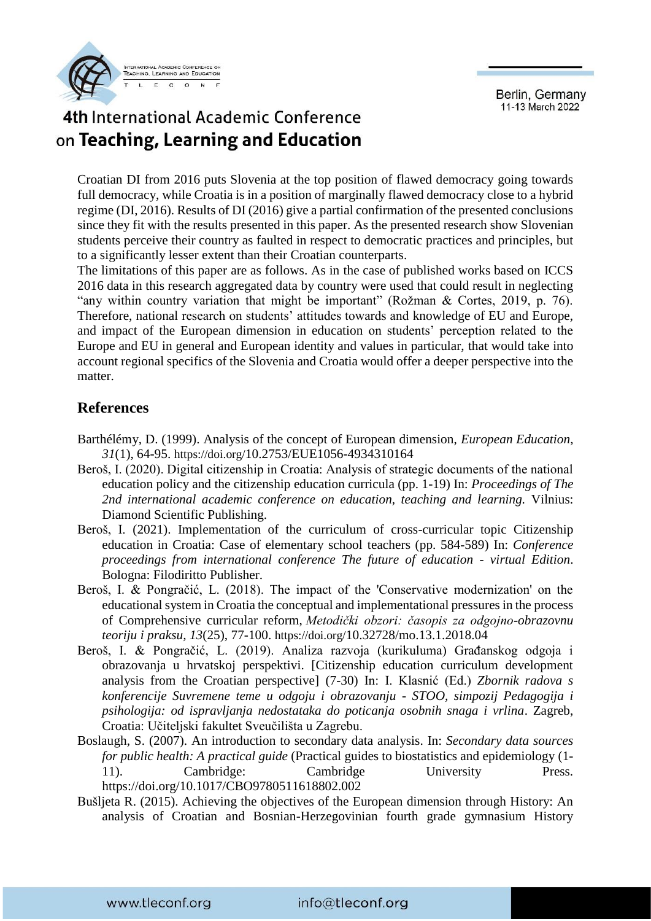Croatian DI from 2016 puts Slovenia at the top position of flawed democracy going towards full democracy, while Croatia is in a position of marginally flawed democracy close to a hybrid regime (DI, 2016). Results of DI (2016) give a partial confirmation of the presented conclusions since they fit with the results presented in this paper. As the presented research show Slovenian students perceive their country as faulted in respect to democratic practices and principles, but to a significantly lesser extent than their Croatian counterparts.

The limitations of this paper are as follows. As in the case of published works based on ICCS 2016 data in this research aggregated data by country were used that could result in neglecting "any within country variation that might be important" (Rožman & Cortes, 2019, p. 76). Therefore, national research on students' attitudes towards and knowledge of EU and Europe, and impact of the European dimension in education on students' perception related to the Europe and EU in general and European identity and values in particular, that would take into account regional specifics of the Slovenia and Croatia would offer a deeper perspective into the matter.

## References

Barthélémy, D. (1999). Analysis of the concept of European dimension, *European Education*, *31*(1), 64-95. https://doi.org/10.2753/EUE1056-4934310164

Beroš, I. (2020). Digital citizenship in Croatia: Analysis of strategic documents of the national education policy and the citizenship education curricula (pp. 1-19) In: *Proceedings of The 2nd international academic conference on education, teaching and learning.* Vilnius: Diamond Scientific Publishing.

Beroš, I. (2021). Implementation of the curriculum of cross-curricular topic Citizenship education in Croatia: Case of elementary school teachers (pp. 584-589) In: *Conference proceedings from international conference The future of education - virtual Edition*. Bologna: Filodiritto Publisher.

Beroš, I. & Pongračić, L. (2018). The impact of the 'Conservative modernization' on the educational system in Croatia the conceptual and implementational pressures in the process of Comprehensive curricular reform, *Metodički obzori: časopis za odgojno-obrazovnu teoriju i praksu, 13*(25), 77-100. https://doi.org/10.32728/mo.13.1.2018.04

Beroš, I. & Pongračić, L. (2019). Analiza razvoja (kurikuluma) Građanskog odgoja i obrazovanja u hrvatskoj perspektivi. [Citizenship education curriculum development analysis from the Croatian perspective] (7-30) In: I. Klasnić (Ed.) *Zbornik radova s konferencije Suvremene teme u odgoju i obrazovanju - STOO, simpozij Pedagogija i psihologija: od ispravljanja nedostataka do poticanja osobnih snaga i vrlina*. Zagreb, Croatia: Učiteljski fakultet Sveučilišta u Zagrebu.

Boslaugh, S. (2007). An introduction to secondary data analysis. In: *Secondary data sources for public health: A practical guide* (Practical guides to biostatistics and epidemiology (1-11). Cambridge: Cambridge University Press. https://doi.org/10.1017/CBO9780511618802.002

Bušljeta R. (2015). Achieving the objectives of the European dimension through History: An analysis of Croatian and Bosnian-Herzegovinian fourth grade gymnasium History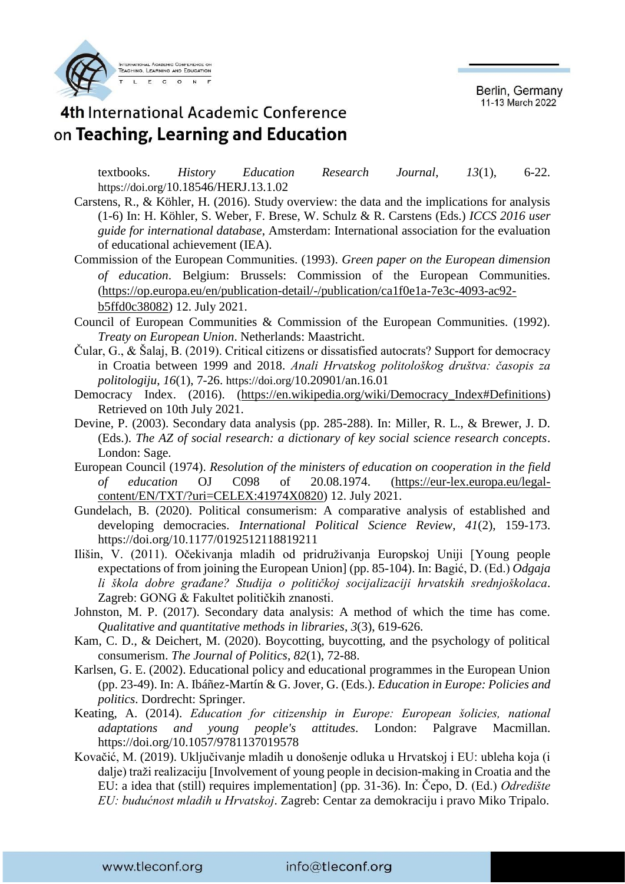textbooks. *History Education Research Journal*, *13*(1), 6-22. https://doi.org/10.18546/HERJ.13.1.02

Carstens, R., & Köhler, H. (2016). Study overview: the data and the implications for analysis (1-6) In: H. Köhler, S. Weber, F. Brese, W. Schulz & R. Carstens (Eds.) *ICCS 2016 user guide for international database*, Amsterdam: International association for the evaluation of educational achievement (IEA).

Commission of the European Communities. (1993). *Green paper on the European dimension of education*. Belgium: Brussels: Commission of the European Communities. (https://op.europa.eu/en/publication-detail/-/publication/ca1f0e1a-7e3c-4093-ac92-b5ffd0c38082) 12. July 2021.

Council of European Communities & Commission of the European Communities. (1992). *Treaty on European Union*. Netherlands: Maastricht.

Čular, G., & Šalaj, B. (2019). Critical citizens or dissatisfied autocrats? Support for democracy in Croatia between 1999 and 2018. *Anali Hrvatskog politološkog društva: časopis za politologiju*, *16*(1), 7-26. https://doi.org/10.20901/an.16.01

Democracy Index. (2016). (https://en.wikipedia.org/wiki/Democracy_Index#Definitions) Retrieved on 10th July 2021.

Devine, P. (2003). Secondary data analysis (pp. 285-288). In: Miller, R. L., & Brewer, J. D. (Eds.). *The AZ of social research: a dictionary of key social science research concepts*. London: Sage.

European Council (1974). *Resolution of the ministers of education on cooperation in the field of education* OJ C098 of 20.08.1974. (https://eur-lex.europa.eu/legal-content/EN/TXT/?uri=CELEX:41974X0820) 12. July 2021.

Gundelach, B. (2020). Political consumerism: A comparative analysis of established and developing democracies. *International Political Science Review*, *41*(2), 159-173. https://doi.org/10.1177/0192512118819211

Ilišin, V. (2011). Očekivanja mladih od pridruživanja Europskoj Uniji [Young people expectations of from joining the European Union] (pp. 85-104). In: Bagić, D. (Ed.) *Odgaja li škola dobre građane? Studija o političkoj socijalizaciji hrvatskih srednjoškolaca*. Zagreb: GONG & Fakultet političkih znanosti.

Johnston, M. P. (2017). Secondary data analysis: A method of which the time has come. *Qualitative and quantitative methods in libraries*, *3*(3), 619-626.

Kam, C. D., & Deichert, M. (2020). Boycotting, buycotting, and the psychology of political consumerism. *The Journal of Politics*, *82*(1), 72-88.

Karlsen, G. E. (2002). Educational policy and educational programmes in the European Union (pp. 23-49). In: A. Ibáñez-Martín & G. Jover, G. (Eds.). *Education in Europe: Policies and politics*. Dordrecht: Springer.

Keating, A. (2014). *Education for citizenship in Europe: European šolicies, national adaptations and young people's attitudes*. London: Palgrave Macmillan. https://doi.org/10.1057/9781137019578

Kovačić, M. (2019). Uključivanje mladih u donošenje odluka u Hrvatskoj i EU: ubleha koja (i dalje) traži realizaciju [Involvement of young people in decision-making in Croatia and the EU: a idea that (still) requires implementation] (pp. 31-36). In: Čepo, D. (Ed.) *Odredište EU: budućnost mladih u Hrvatskoj*. Zagreb: Centar za demokraciju i pravo Miko Tripalo.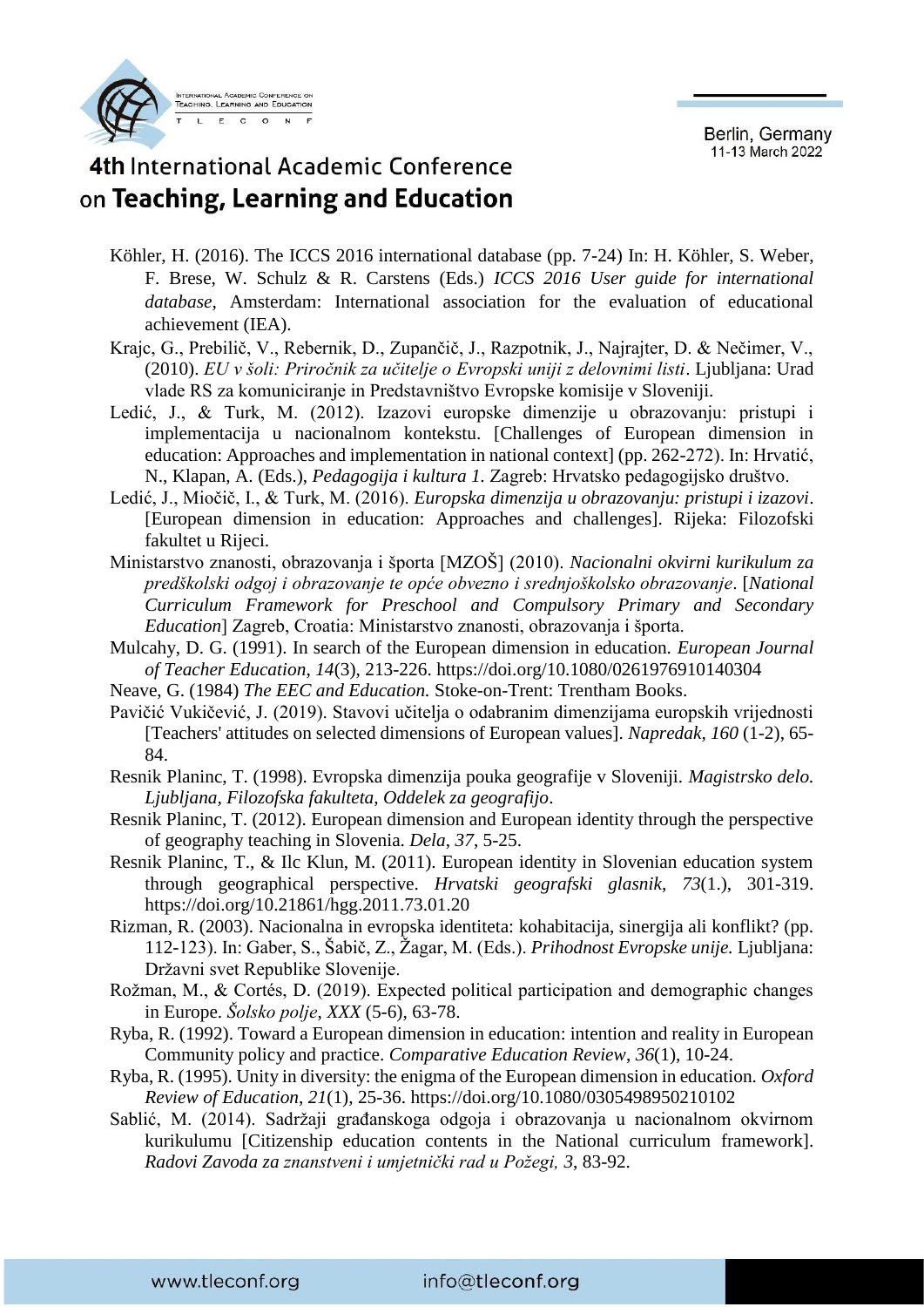Köhler, H. (2016). The ICCS 2016 international database (pp. 7-24) In: H. Köhler, S. Weber, F. Brese, W. Schulz & R. Carstens (Eds.) *ICCS 2016 User guide for international database*, Amsterdam: International association for the evaluation of educational achievement (IEA).

Krajc, G., Prebilič, V., Rebernik, D., Zupančič, J., Razpotnik, J., Najrajter, D. & Nečimer, V., (2010). *EU v šoli: Priročnik za učitelje o Evropski uniji z delovnimi listi*. Ljubljana: Urad vlade RS za komuniciranje in Predstavništvo Evropske komisije v Sloveniji.

Ledić, J., & Turk, M. (2012). Izazovi europske dimenzije u obrazovanju: pristupi i implementacija u nacionalnom kontekstu. [Challenges of European dimension in education: Approaches and implementation in national context] (pp. 262-272). In: Hrvatić, N., Klapan, A. (Eds.), *Pedagogija i kultura 1.* Zagreb: Hrvatsko pedagogijsko društvo.

Ledić, J., Miočič, I., & Turk, M. (2016). *Europska dimenzija u obrazovanju: pristupi i izazovi*. [European dimension in education: Approaches and challenges]. Rijeka: Filozofski fakultet u Rijeci.

Ministarstvo znanosti, obrazovanja i športa [MZOŠ] (2010). *Nacionalni okvirni kurikulum za predškolski odgoj i obrazovanje te opće obvezno i srednjoškolsko obrazovanje*. [*National Curriculum Framework for Preschool and Compulsory Primary and Secondary Education*] Zagreb, Croatia: Ministarstvo znanosti, obrazovanja i športa.

Mulcahy, D. G. (1991). In search of the European dimension in education. *European Journal of Teacher Education*, *14*(3), 213-226. https://doi.org/10.1080/0261976910140304

Neave, G. (1984) *The EEC and Education.* Stoke-on-Trent: Trentham Books.

Pavičić Vukičević, J. (2019). Stavovi učitelja o odabranim dimenzijama europskih vrijednosti [Teachers' attitudes on selected dimensions of European values]. *Napredak*, *160* (1-2), 65-84.

Resnik Planinc, T. (1998). Evropska dimenzija pouka geografije v Sloveniji. *Magistrsko delo. Ljubljana, Filozofska fakulteta, Oddelek za geografijo*.

Resnik Planinc, T. (2012). European dimension and European identity through the perspective of geography teaching in Slovenia. *Dela*, *37*, 5-25.

Resnik Planinc, T., & Ilc Klun, M. (2011). European identity in Slovenian education system through geographical perspective. *Hrvatski geografski glasnik*, *73*(1.), 301-319. https://doi.org/10.21861/hgg.2011.73.01.20

Rizman, R. (2003). Nacionalna in evropska identiteta: kohabitacija, sinergija ali konflikt? (pp. 112-123). In: Gaber, S., Šabič, Z., Žagar, M. (Eds.). *Prihodnost Evropske unije.* Ljubljana: Državni svet Republike Slovenije.

Rožman, M., & Cortés, D. (2019). Expected political participation and demographic changes in Europe. *Šolsko polje*, *XXX* (5-6), 63-78.

Ryba, R. (1992). Toward a European dimension in education: intention and reality in European Community policy and practice. *Comparative Education Review*, *36*(1), 10-24.

Ryba, R. (1995). Unity in diversity: the enigma of the European dimension in education. *Oxford Review of Education*, *21*(1), 25-36. https://doi.org/10.1080/0305498950210102

Sablić, M. (2014). Sadržaji građanskoga odgoja i obrazovanja u nacionalnom okvirnom kurikulumu [Citizenship education contents in the National curriculum framework]. *Radovi Zavoda za znanstveni i umjetnički rad u Požegi, 3*, 83-92.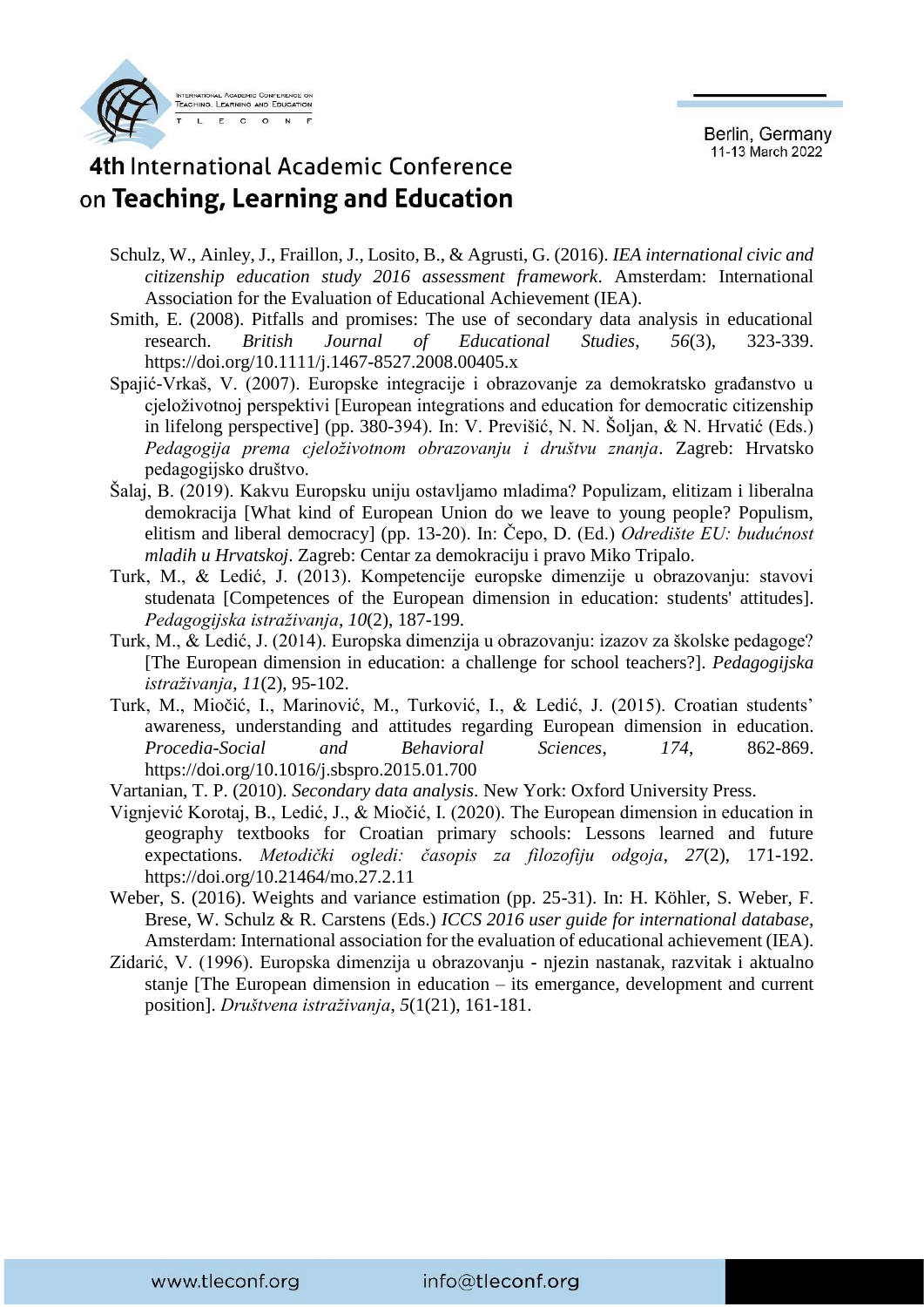Schulz, W., Ainley, J., Fraillon, J., Losito, B., & Agrusti, G. (2016). *IEA international civic and citizenship education study 2016 assessment framework*. Amsterdam: International Association for the Evaluation of Educational Achievement (IEA).

Smith, E. (2008). Pitfalls and promises: The use of secondary data analysis in educational research. *British Journal of Educational Studies*, *56*(3), 323-339. https://doi.org/10.1111/j.1467-8527.2008.00405.x

Spajić-Vrkaš, V. (2007). Europske integracije i obrazovanje za demokratsko građanstvo u cjeloživotnoj perspektivi [European integrations and education for democratic citizenship in lifelong perspective] (pp. 380-394). In: V. Previšić, N. N. Šoljan, & N. Hrvatić (Eds.) *Pedagogija prema cjeloživotnom obrazovanju i društvu znanja*. Zagreb: Hrvatsko pedagogijsko društvo.

Šalaj, B. (2019). Kakvu Europsku uniju ostavljamo mladima? Populizam, elitizam i liberalna demokracija [What kind of European Union do we leave to young people? Populism, elitism and liberal democracy] (pp. 13-20). In: Čepo, D. (Ed.) *Odredište EU: budućnost mladih u Hrvatskoj*. Zagreb: Centar za demokraciju i pravo Miko Tripalo.

Turk, M., & Ledić, J. (2013). Kompetencije europske dimenzije u obrazovanju: stavovi studenata [Competences of the European dimension in education: students' attitudes]. *Pedagogijska istraživanja*, *10*(2), 187-199.

Turk, M., & Ledić, J. (2014). Europska dimenzija u obrazovanju: izazov za školske pedagoge? [The European dimension in education: a challenge for school teachers?]. *Pedagogijska istraživanja*, *11*(2), 95-102.

Turk, M., Miočić, I., Marinović, M., Turković, I., & Ledić, J. (2015). Croatian students' awareness, understanding and attitudes regarding European dimension in education. *Procedia-Social and Behavioral Sciences*, *174*, 862-869. https://doi.org/10.1016/j.sbspro.2015.01.700

Vartanian, T. P. (2010). *Secondary data analysis*. New York: Oxford University Press.

Vignjević Korotaj, B., Ledić, J., & Miočić, I. (2020). The European dimension in education in geography textbooks for Croatian primary schools: Lessons learned and future expectations. *Metodički ogledi: časopis za filozofiju odgoja*, *27*(2), 171-192. https://doi.org/10.21464/mo.27.2.11

Weber, S. (2016). Weights and variance estimation (pp. 25-31). In: H. Köhler, S. Weber, F. Brese, W. Schulz & R. Carstens (Eds.) *ICCS 2016 user guide for international database*, Amsterdam: International association for the evaluation of educational achievement (IEA).

Zidarić, V. (1996). Europska dimenzija u obrazovanju - njezin nastanak, razvitak i aktualno stanje [The European dimension in education – its emergance, development and current position]. *Društvena istraživanja*, *5*(1(21), 161-181.